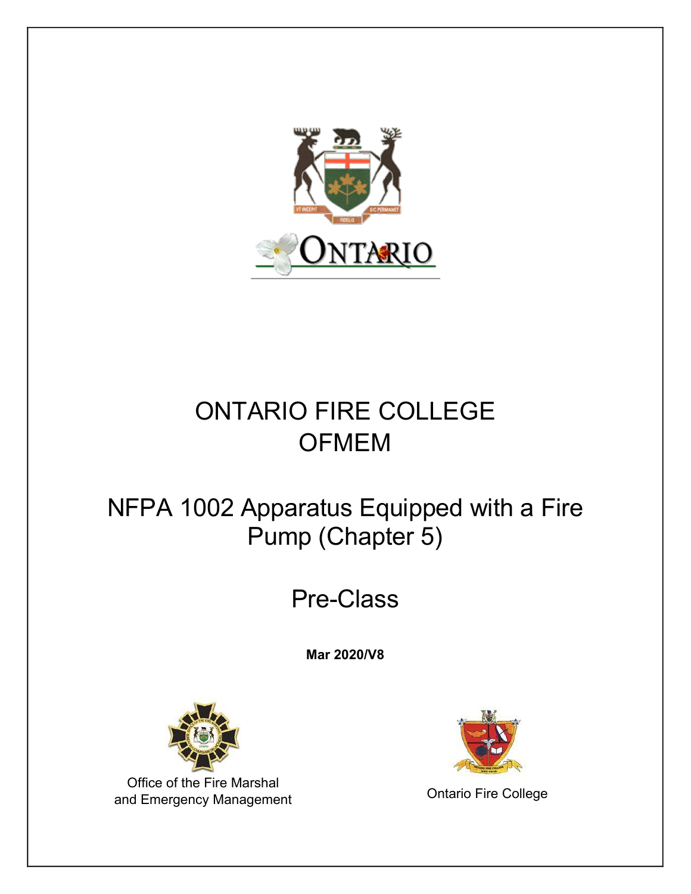# ONTARIO FIRE COLLEGE
# OFMEM

## NFPA 1002 Apparatus Equipped with a Fire Pump (Chapter 5)

## Pre-Class

**Mar 2020/V8**

Office of the Fire Marshal and Emergency Management

Ontario Fire College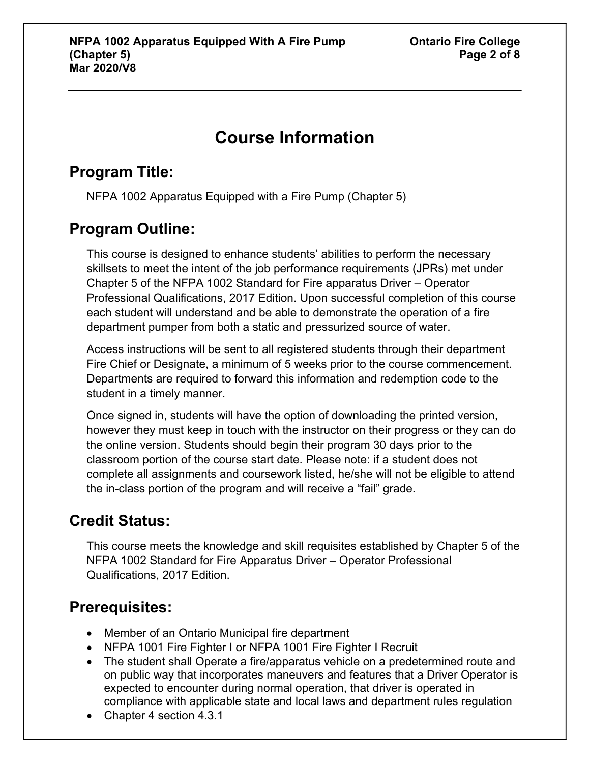# Course Information

## Program Title:

NFPA 1002 Apparatus Equipped with a Fire Pump (Chapter 5)

## Program Outline:

This course is designed to enhance students' abilities to perform the necessary skillsets to meet the intent of the job performance requirements (JPRs) met under Chapter 5 of the NFPA 1002 Standard for Fire apparatus Driver – Operator Professional Qualifications, 2017 Edition. Upon successful completion of this course each student will understand and be able to demonstrate the operation of a fire department pumper from both a static and pressurized source of water.

Access instructions will be sent to all registered students through their department Fire Chief or Designate, a minimum of 5 weeks prior to the course commencement. Departments are required to forward this information and redemption code to the student in a timely manner.

Once signed in, students will have the option of downloading the printed version, however they must keep in touch with the instructor on their progress or they can do the online version. Students should begin their program 30 days prior to the classroom portion of the course start date. Please note: if a student does not complete all assignments and coursework listed, he/she will not be eligible to attend the in-class portion of the program and will receive a "fail" grade.

## Credit Status:

This course meets the knowledge and skill requisites established by Chapter 5 of the NFPA 1002 Standard for Fire Apparatus Driver – Operator Professional Qualifications, 2017 Edition.

## Prerequisites:

- Member of an Ontario Municipal fire department
- NFPA 1001 Fire Fighter I or NFPA 1001 Fire Fighter I Recruit
- The student shall Operate a fire/apparatus vehicle on a predetermined route and on public way that incorporates maneuvers and features that a Driver Operator is expected to encounter during normal operation, that driver is operated in compliance with applicable state and local laws and department rules regulation
- Chapter 4 section 4.3.1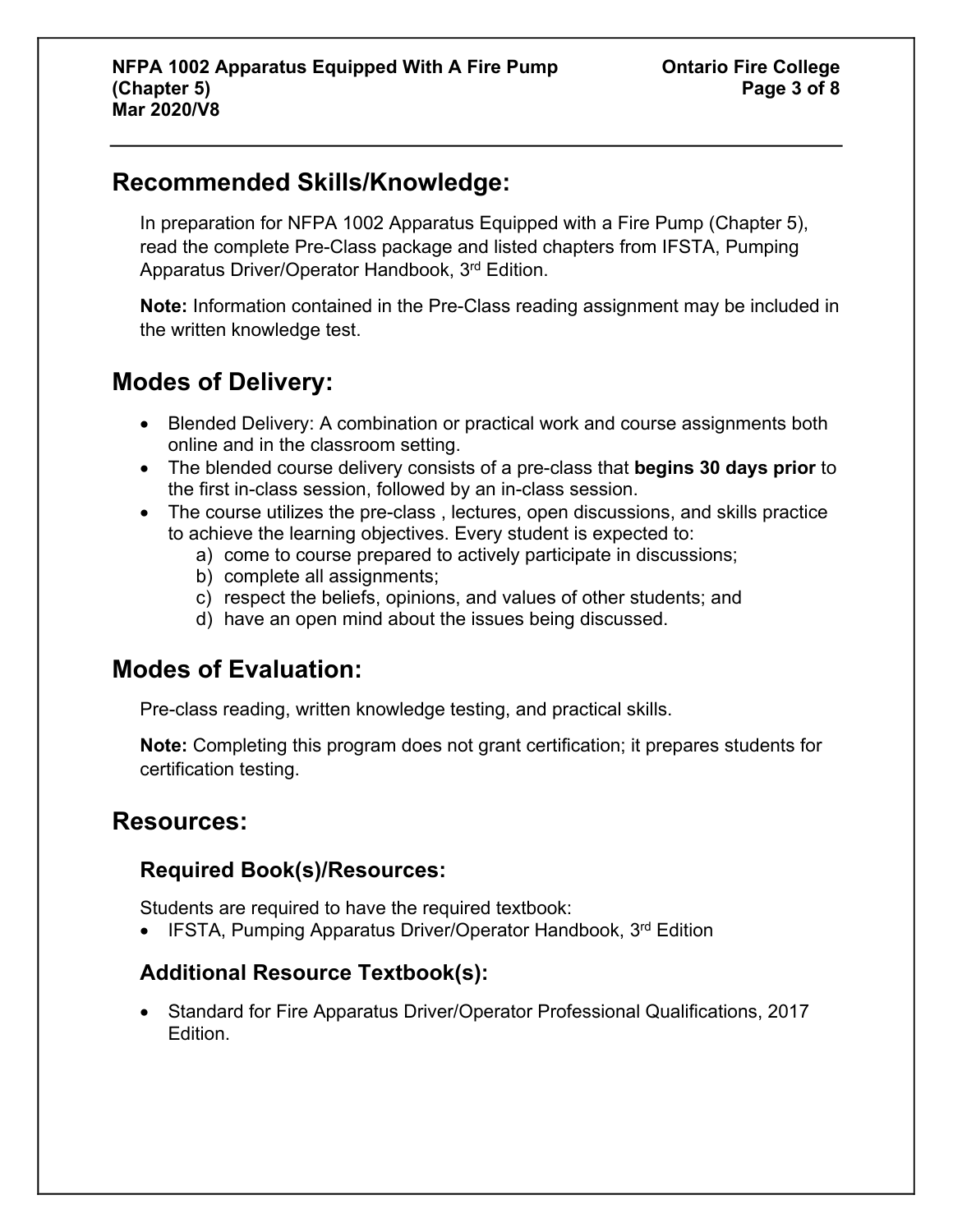## Recommended Skills/Knowledge:

In preparation for NFPA 1002 Apparatus Equipped with a Fire Pump (Chapter 5), read the complete Pre-Class package and listed chapters from IFSTA, Pumping Apparatus Driver/Operator Handbook, 3rd Edition.

**Note:** Information contained in the Pre-Class reading assignment may be included in the written knowledge test.

## Modes of Delivery:

- Blended Delivery: A combination or practical work and course assignments both online and in the classroom setting.
- The blended course delivery consists of a pre-class that **begins 30 days prior** to the first in-class session, followed by an in-class session.
- The course utilizes the pre-class , lectures, open discussions, and skills practice to achieve the learning objectives. Every student is expected to:
    a) come to course prepared to actively participate in discussions;
    b) complete all assignments;
    c) respect the beliefs, opinions, and values of other students; and
    d) have an open mind about the issues being discussed.

## Modes of Evaluation:

Pre-class reading, written knowledge testing, and practical skills.

**Note:** Completing this program does not grant certification; it prepares students for certification testing.

## Resources:

### Required Book(s)/Resources:

Students are required to have the required textbook:

- IFSTA, Pumping Apparatus Driver/Operator Handbook, 3rd Edition

### Additional Resource Textbook(s):

- Standard for Fire Apparatus Driver/Operator Professional Qualifications, 2017 Edition.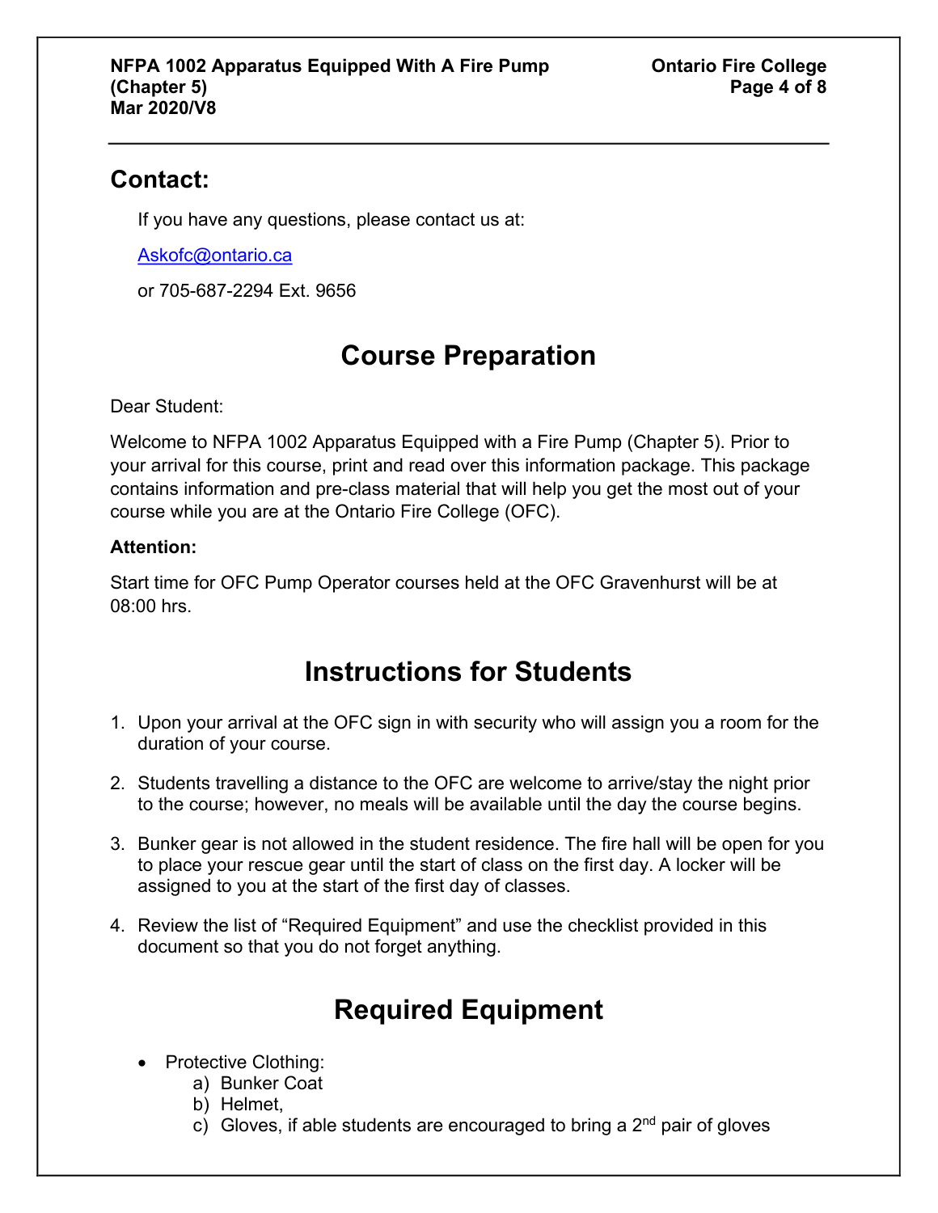## Contact:

If you have any questions, please contact us at:

[Askofc@ontario.ca](mailto:Askofc@ontario.ca)

or 705-687-2294 Ext. 9656

# Course Preparation

Dear Student:

Welcome to NFPA 1002 Apparatus Equipped with a Fire Pump (Chapter 5). Prior to your arrival for this course, print and read over this information package. This package contains information and pre-class material that will help you get the most out of your course while you are at the Ontario Fire College (OFC).

**Attention:**

Start time for OFC Pump Operator courses held at the OFC Gravenhurst will be at 08:00 hrs.

# Instructions for Students

1. Upon your arrival at the OFC sign in with security who will assign you a room for the duration of your course.
2. Students travelling a distance to the OFC are welcome to arrive/stay the night prior to the course; however, no meals will be available until the day the course begins.
3. Bunker gear is not allowed in the student residence. The fire hall will be open for you to place your rescue gear until the start of class on the first day. A locker will be assigned to you at the start of the first day of classes.
4. Review the list of "Required Equipment" and use the checklist provided in this document so that you do not forget anything.

# Required Equipment

- Protective Clothing:
  a) Bunker Coat
  b) Helmet,
  c) Gloves, if able students are encouraged to bring a 2nd pair of gloves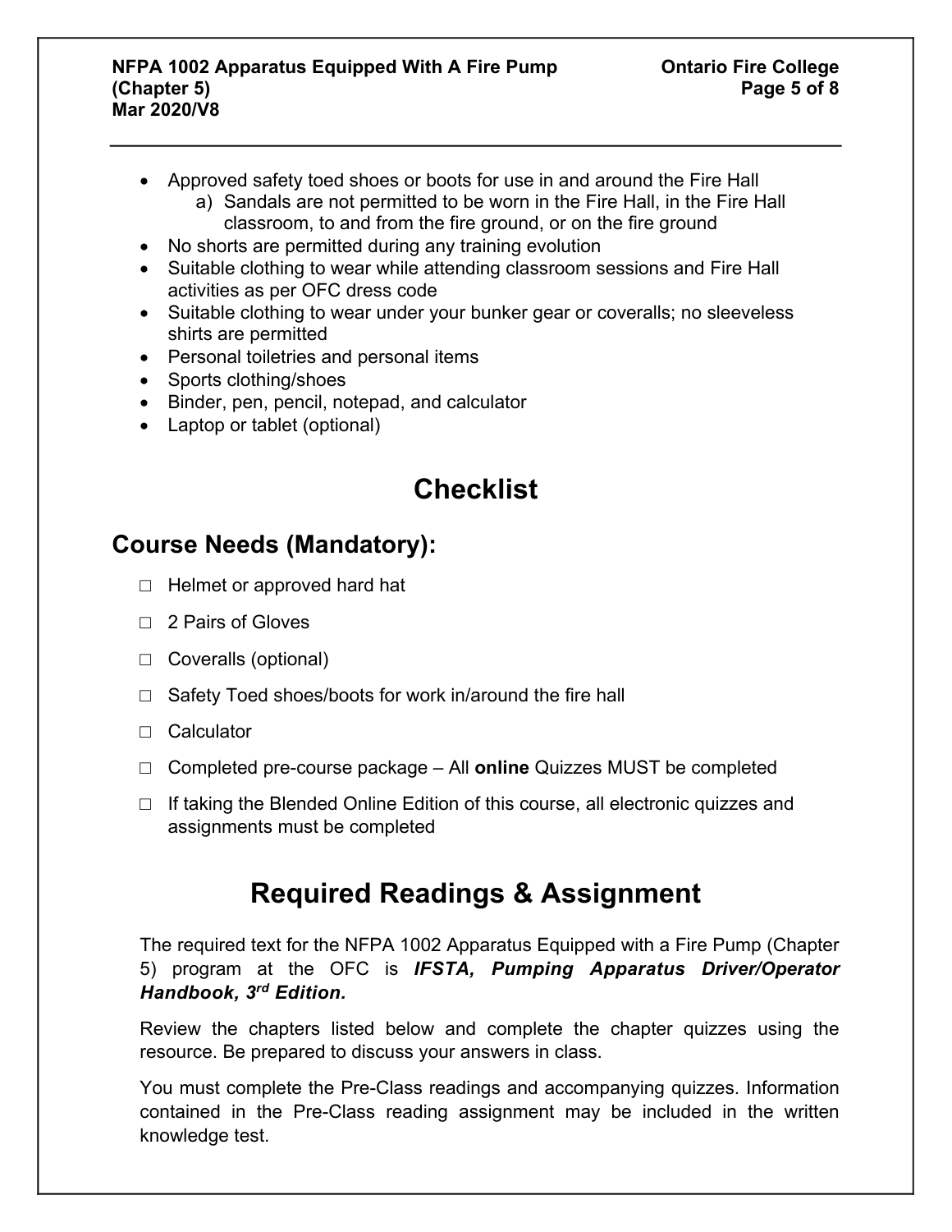- Approved safety toed shoes or boots for use in and around the Fire Hall
    a) Sandals are not permitted to be worn in the Fire Hall, in the Fire Hall classroom, to and from the fire ground, or on the fire ground
- No shorts are permitted during any training evolution
- Suitable clothing to wear while attending classroom sessions and Fire Hall activities as per OFC dress code
- Suitable clothing to wear under your bunker gear or coveralls; no sleeveless shirts are permitted
- Personal toiletries and personal items
- Sports clothing/shoes
- Binder, pen, pencil, notepad, and calculator
- Laptop or tablet (optional)

# Checklist

## Course Needs (Mandatory):

- ☐ Helmet or approved hard hat
- ☐ 2 Pairs of Gloves
- ☐ Coveralls (optional)
- ☐ Safety Toed shoes/boots for work in/around the fire hall
- ☐ Calculator
- ☐ Completed pre-course package – All **online** Quizzes MUST be completed
- ☐ If taking the Blended Online Edition of this course, all electronic quizzes and assignments must be completed

# Required Readings & Assignment

The required text for the NFPA 1002 Apparatus Equipped with a Fire Pump (Chapter 5) program at the OFC is ***IFSTA, Pumping Apparatus Driver/Operator Handbook, 3rd Edition.***

Review the chapters listed below and complete the chapter quizzes using the resource. Be prepared to discuss your answers in class.

You must complete the Pre-Class readings and accompanying quizzes. Information contained in the Pre-Class reading assignment may be included in the written knowledge test.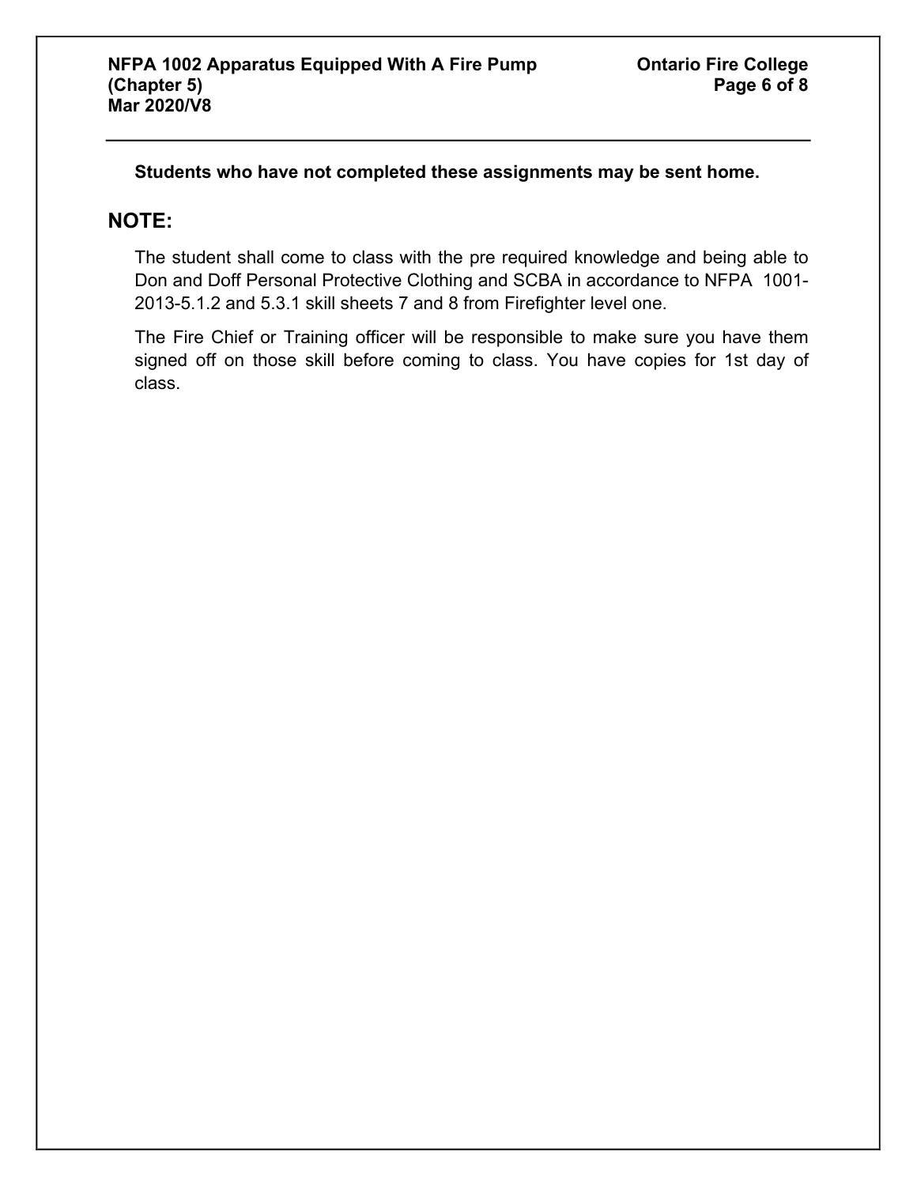**Students who have not completed these assignments may be sent home.**

## NOTE:

The student shall come to class with the pre required knowledge and being able to Don and Doff Personal Protective Clothing and SCBA in accordance to NFPA 1001-2013-5.1.2 and 5.3.1 skill sheets 7 and 8 from Firefighter level one.

The Fire Chief or Training officer will be responsible to make sure you have them signed off on those skill before coming to class. You have copies for 1st day of class.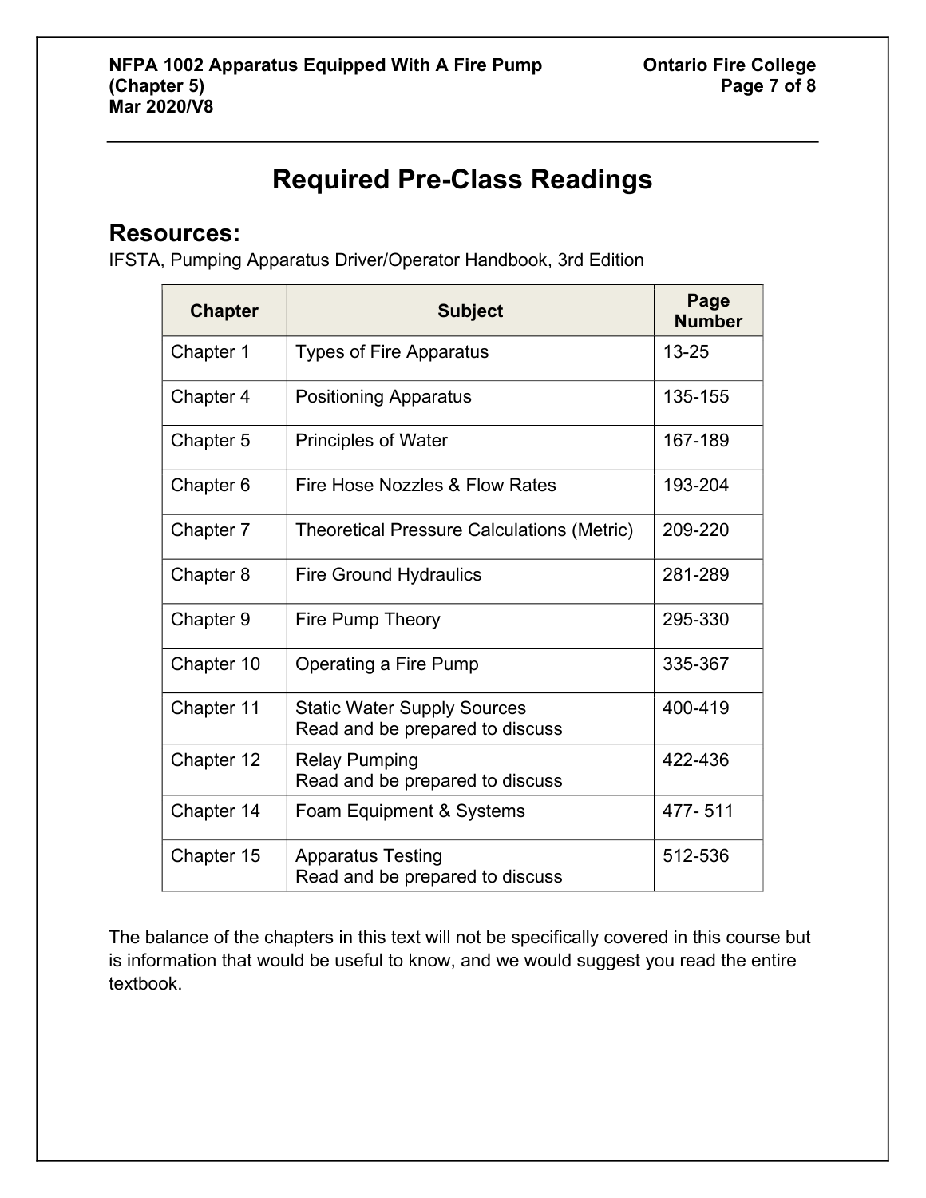# Required Pre-Class Readings

## Resources:

IFSTA, Pumping Apparatus Driver/Operator Handbook, 3rd Edition

| Chapter | Subject | Page Number |
|---|---|---|
| Chapter 1 | Types of Fire Apparatus | 13-25 |
| Chapter 4 | Positioning Apparatus | 135-155 |
| Chapter 5 | Principles of Water | 167-189 |
| Chapter 6 | Fire Hose Nozzles & Flow Rates | 193-204 |
| Chapter 7 | Theoretical Pressure Calculations (Metric) | 209-220 |
| Chapter 8 | Fire Ground Hydraulics | 281-289 |
| Chapter 9 | Fire Pump Theory | 295-330 |
| Chapter 10 | Operating a Fire Pump | 335-367 |
| Chapter 11 | Static Water Supply Sources<br>Read and be prepared to discuss | 400-419 |
| Chapter 12 | Relay Pumping<br>Read and be prepared to discuss | 422-436 |
| Chapter 14 | Foam Equipment & Systems | 477- 511 |
| Chapter 15 | Apparatus Testing<br>Read and be prepared to discuss | 512-536 |

The balance of the chapters in this text will not be specifically covered in this course but is information that would be useful to know, and we would suggest you read the entire textbook.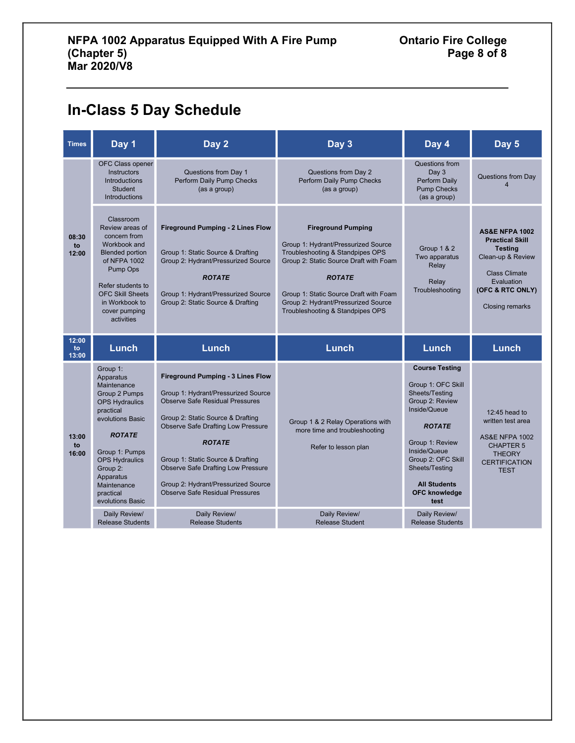## In-Class 5 Day Schedule

| Times | Day 1 | Day 2 | Day 3 | Day 4 | Day 5 |
|---|---|---|---|---|---|
| 08:30 to 12:00 | OFC Class opener Instructors Introductions Student Introductions | Questions from Day 1 Perform Daily Pump Checks (as a group) | Questions from Day 2 Perform Daily Pump Checks (as a group) | Questions from Day 3 Perform Daily Pump Checks (as a group) | Questions from Day 4 |
| | Classroom Review areas of concern from Workbook and Blended portion of NFPA 1002 Pump Ops<br><br>Refer students to OFC Skill Sheets in Workbook to cover pumping activities | **Fireground Pumping - 2 Lines Flow**<br><br>Group 1: Static Source & Drafting<br>Group 2: Hydrant/Pressurized Source<br><br>***ROTATE***<br><br>Group 1: Hydrant/Pressurized Source<br>Group 2: Static Source & Drafting | **Fireground Pumping**<br><br>Group 1: Hydrant/Pressurized Source Troubleshooting & Standpipes OPS<br>Group 2: Static Source Draft with Foam<br><br>***ROTATE***<br><br>Group 1: Static Source Draft with Foam<br>Group 2: Hydrant/Pressurized Source Troubleshooting & Standpipes OPS | Group 1 & 2 Two apparatus Relay<br><br>Relay Troubleshooting | **AS&E NFPA 1002 Practical Skill Testing**<br>Clean-up & Review<br><br>Class Climate Evaluation<br>**(OFC & RTC ONLY)**<br><br>Closing remarks |
| 12:00 to 13:00 | Lunch | Lunch | Lunch | Lunch | Lunch |
| 13:00 to 16:00 | Group 1: Apparatus Maintenance<br>Group 2 Pumps OPS Hydraulics practical evolutions Basic<br><br>***ROTATE***<br><br>Group 1: Pumps OPS Hydraulics<br>Group 2: Apparatus Maintenance practical evolutions Basic | **Fireground Pumping - 3 Lines Flow**<br><br>Group 1: Hydrant/Pressurized Source Observe Safe Residual Pressures<br><br>Group 2: Static Source & Drafting Observe Safe Drafting Low Pressure<br><br>***ROTATE***<br><br>Group 1: Static Source & Drafting Observe Safe Drafting Low Pressure<br><br>Group 2: Hydrant/Pressurized Source Observe Safe Residual Pressures | Group 1 & 2 Relay Operations with more time and troubleshooting<br><br>Refer to lesson plan | **Course Testing**<br><br>Group 1: OFC Skill Sheets/Testing<br>Group 2: Review Inside/Queue<br><br>***ROTATE***<br><br>Group 1: Review Inside/Queue<br>Group 2: OFC Skill Sheets/Testing<br><br>**All Students OFC knowledge test** | 12:45 head to written test area<br><br>AS&E NFPA 1002 CHAPTER 5 THEORY CERTIFICATION TEST |
| | Daily Review/ Release Students | Daily Review/ Release Students | Daily Review/ Release Student | Daily Review/ Release Students | |